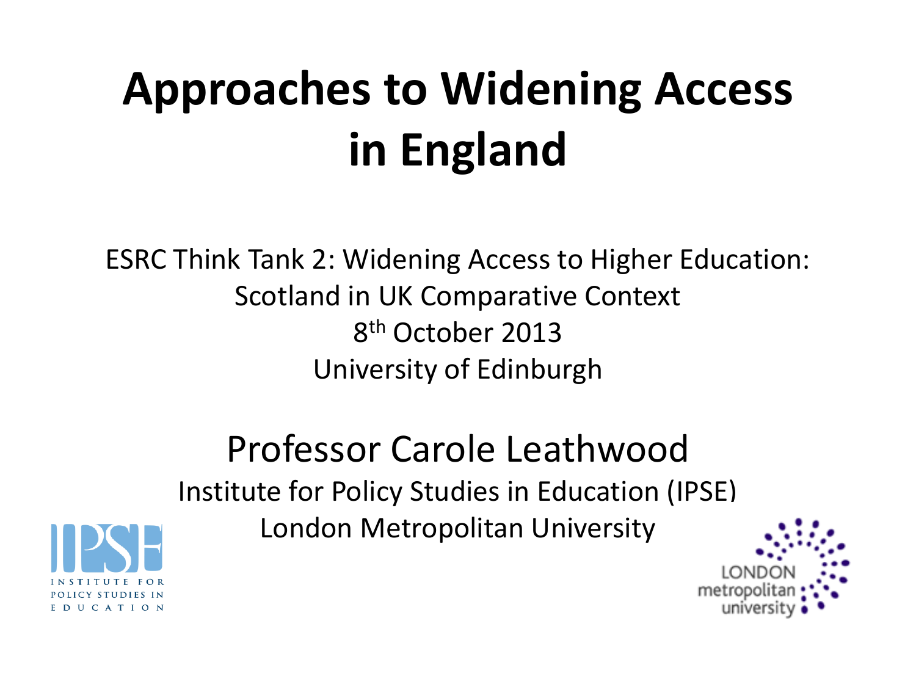# Approaches to Widening Access in England

ESRC Think Tank 2: Widening Access to Higher Education: Scotland in UK Comparative Context

8th October 2013

University of Edinburgh

## Professor Carole Leathwood

Institute for Policy Studies in Education (IPSE)

London Metropolitan University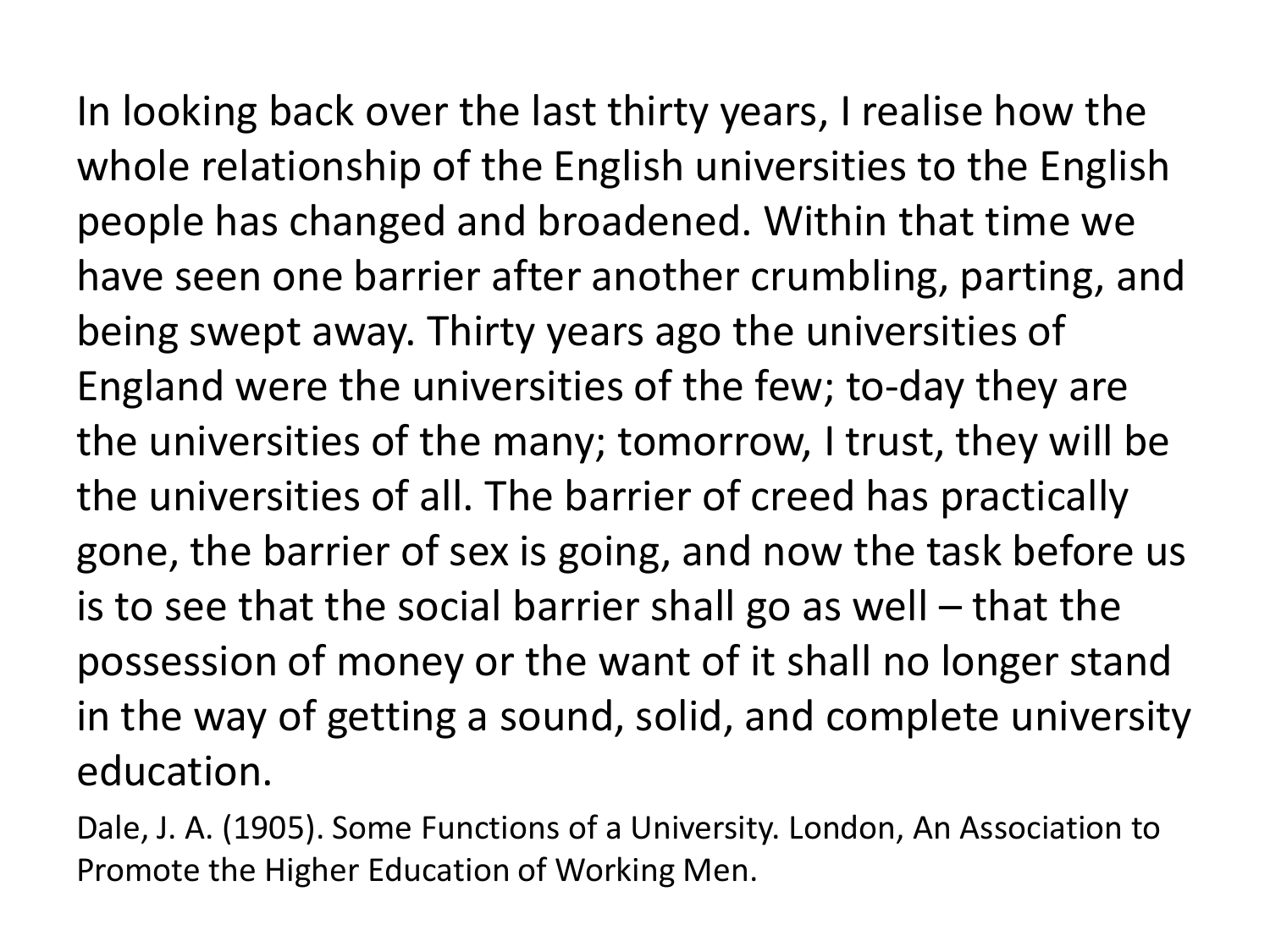In looking back over the last thirty years, I realise how the whole relationship of the English universities to the English people has changed and broadened. Within that time we have seen one barrier after another crumbling, parting, and being swept away. Thirty years ago the universities of England were the universities of the few; to-day they are the universities of the many; tomorrow, I trust, they will be the universities of all. The barrier of creed has practically gone, the barrier of sex is going, and now the task before us is to see that the social barrier shall go as well – that the possession of money or the want of it shall no longer stand in the way of getting a sound, solid, and complete university education.

Dale, J. A. (1905). Some Functions of a University. London, An Association to Promote the Higher Education of Working Men.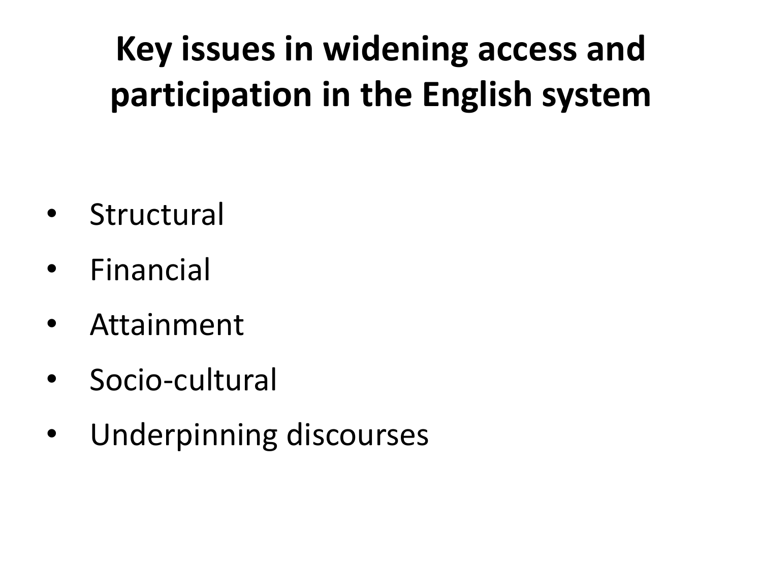# Key issues in widening access and participation in the English system

- Structural
- Financial
- Attainment
- Socio-cultural
- Underpinning discourses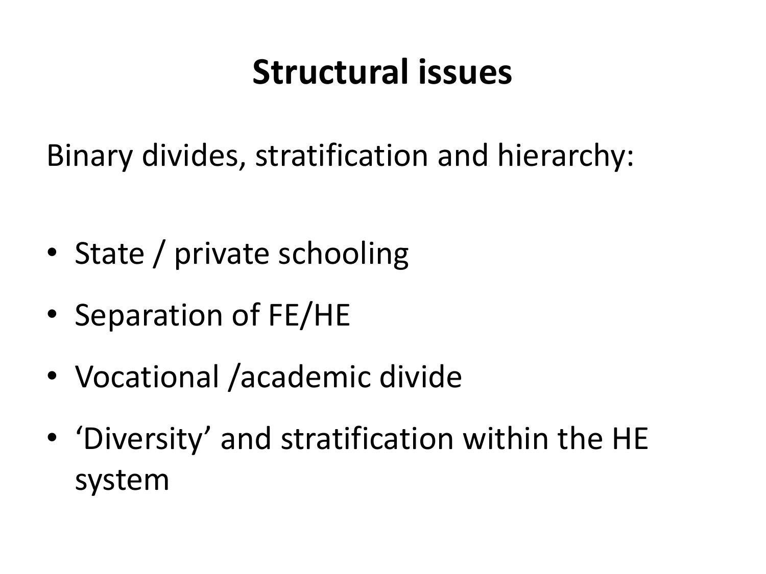# Structural issues

Binary divides, stratification and hierarchy:

- State / private schooling
- Separation of FE/HE
- Vocational /academic divide
- ‘Diversity’ and stratification within the HE system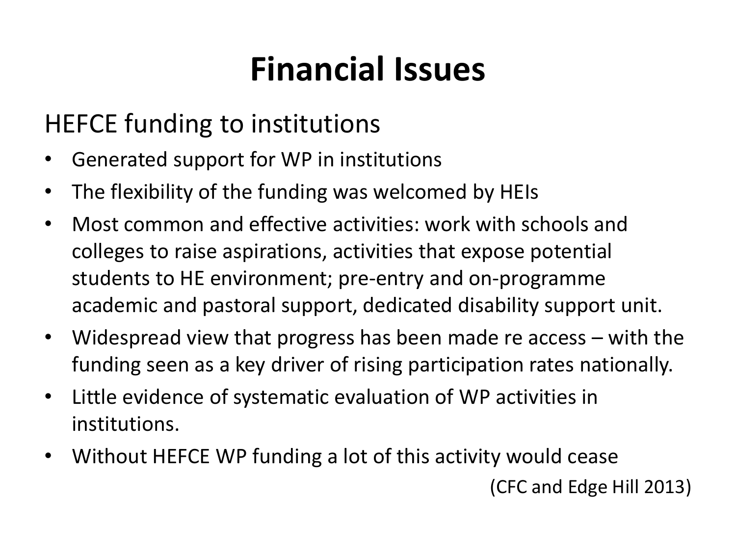# Financial Issues

## HEFCE funding to institutions

- Generated support for WP in institutions
- The flexibility of the funding was welcomed by HEIs
- Most common and effective activities: work with schools and colleges to raise aspirations, activities that expose potential students to HE environment; pre-entry and on-programme academic and pastoral support, dedicated disability support unit.
- Widespread view that progress has been made re access – with the funding seen as a key driver of rising participation rates nationally.
- Little evidence of systematic evaluation of WP activities in institutions.
- Without HEFCE WP funding a lot of this activity would cease

(CFC and Edge Hill 2013)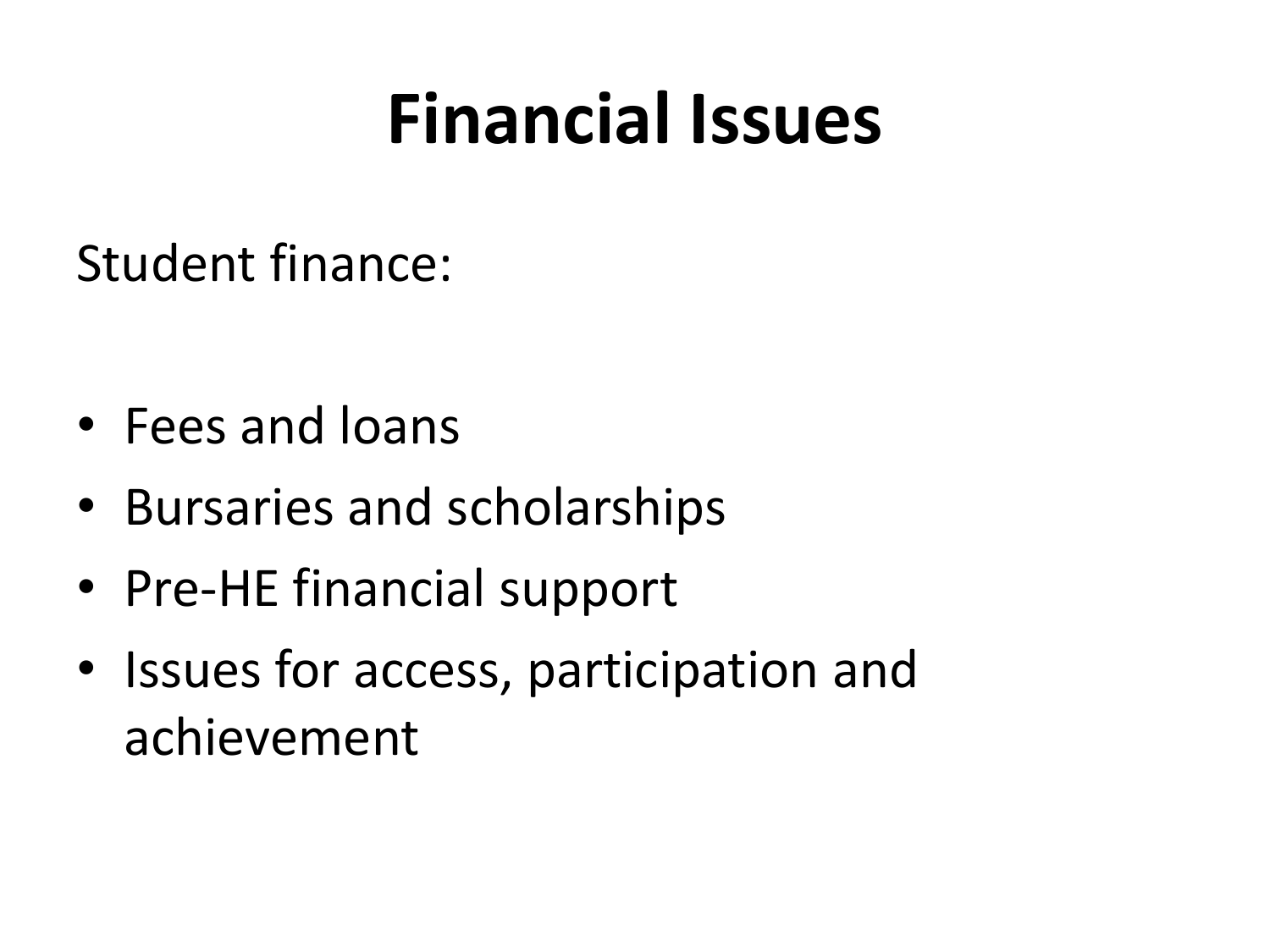# Financial Issues

Student finance:

- Fees and loans
- Bursaries and scholarships
- Pre-HE financial support
- Issues for access, participation and achievement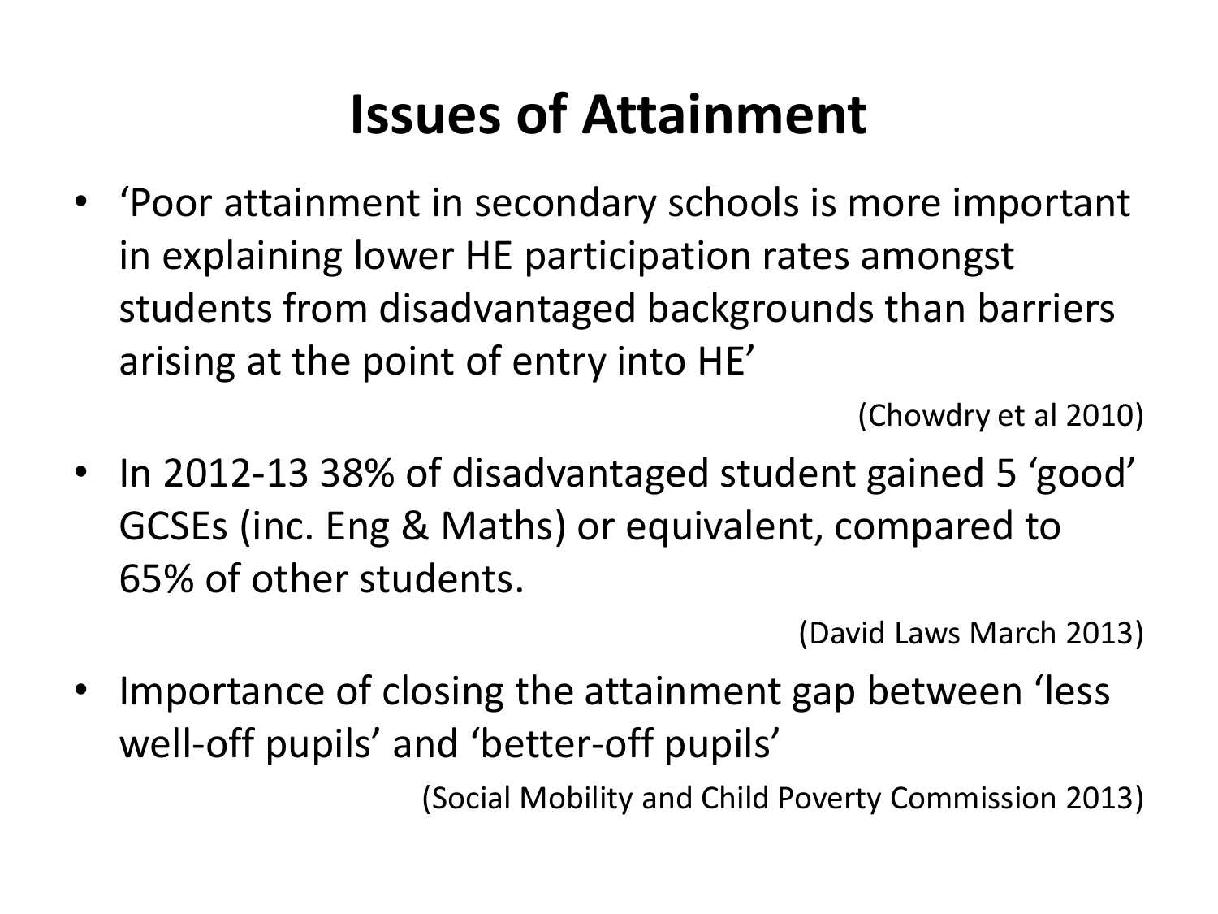# Issues of Attainment

- 'Poor attainment in secondary schools is more important in explaining lower HE participation rates amongst students from disadvantaged backgrounds than barriers arising at the point of entry into HE'

  (Chowdry et al 2010)

- In 2012-13 38% of disadvantaged student gained 5 'good' GCSEs (inc. Eng & Maths) or equivalent, compared to 65% of other students.

  (David Laws March 2013)

- Importance of closing the attainment gap between 'less well-off pupils' and 'better-off pupils'

  (Social Mobility and Child Poverty Commission 2013)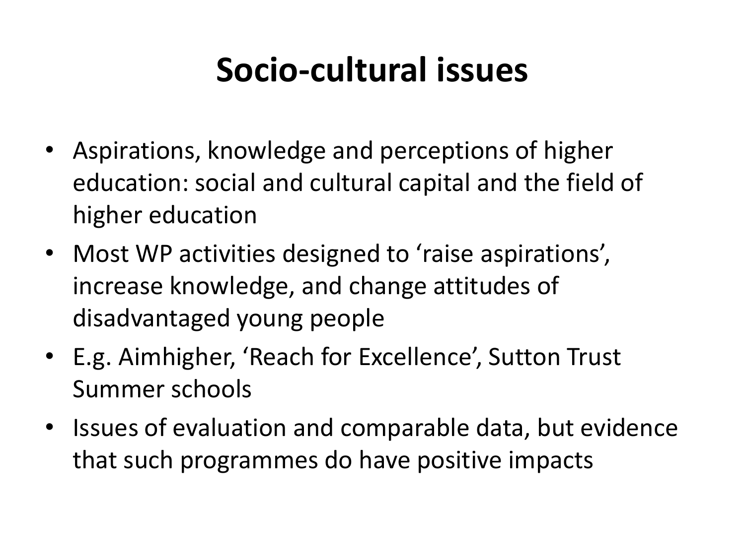# Socio-cultural issues

- Aspirations, knowledge and perceptions of higher education: social and cultural capital and the field of higher education
- Most WP activities designed to 'raise aspirations', increase knowledge, and change attitudes of disadvantaged young people
- E.g. Aimhigher, 'Reach for Excellence', Sutton Trust Summer schools
- Issues of evaluation and comparable data, but evidence that such programmes do have positive impacts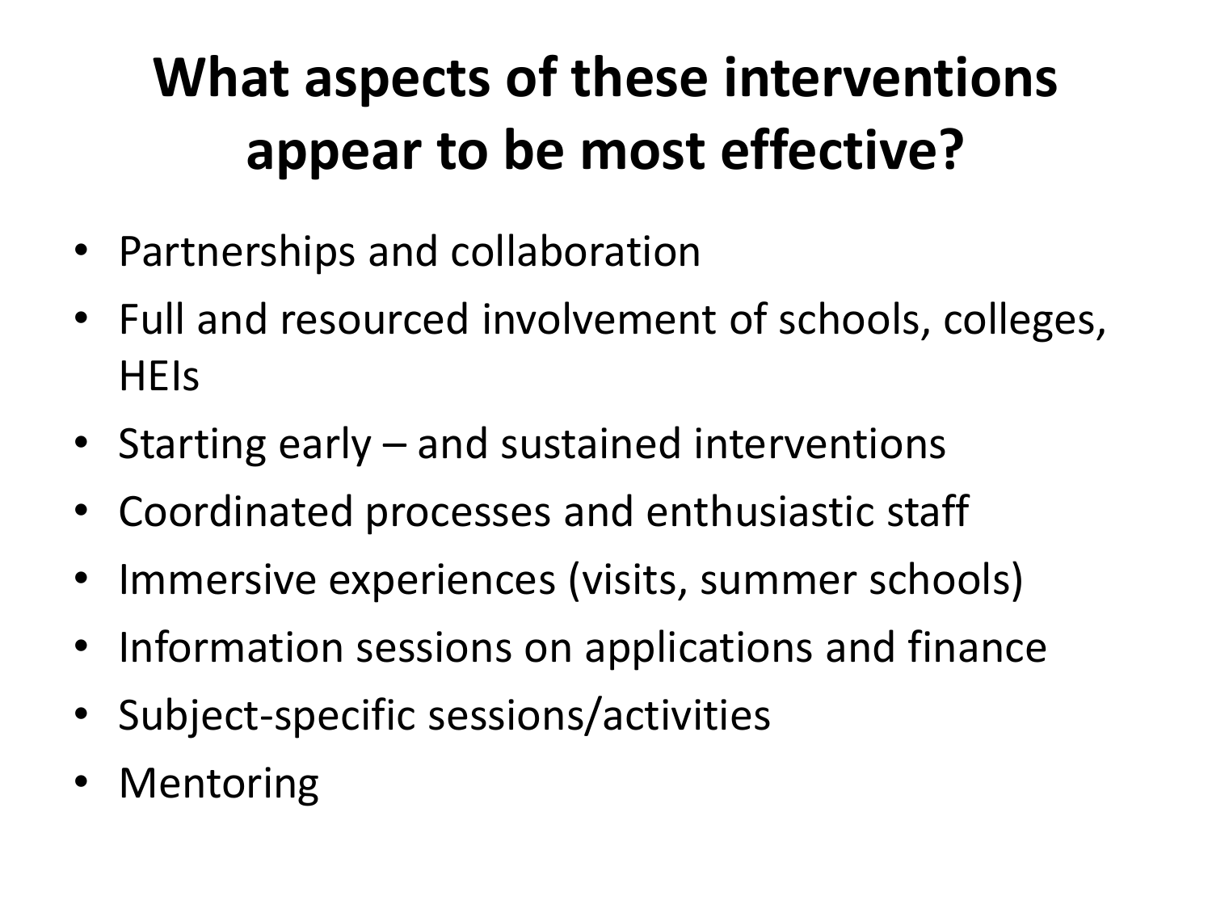# What aspects of these interventions appear to be most effective?

- Partnerships and collaboration
- Full and resourced involvement of schools, colleges, HEIs
- Starting early – and sustained interventions
- Coordinated processes and enthusiastic staff
- Immersive experiences (visits, summer schools)
- Information sessions on applications and finance
- Subject-specific sessions/activities
- Mentoring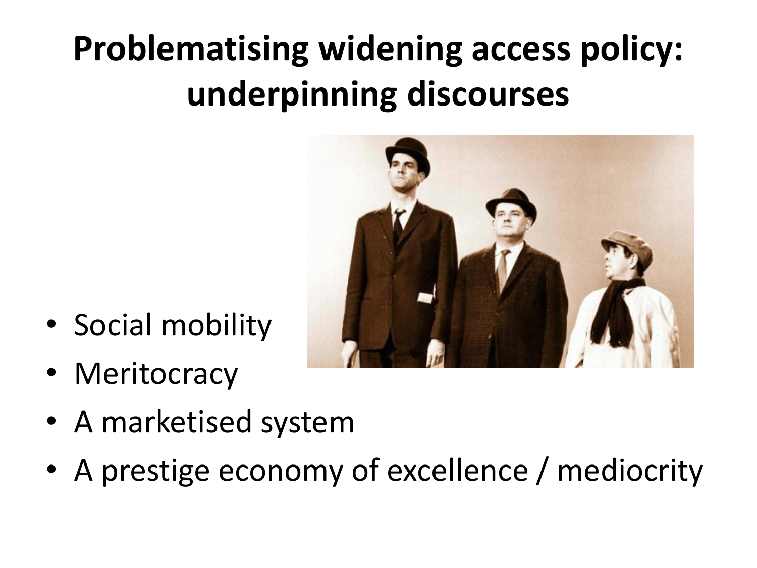# Problematising widening access policy: underpinning discourses

- Social mobility
- Meritocracy
- A marketised system
- A prestige economy of excellence / mediocrity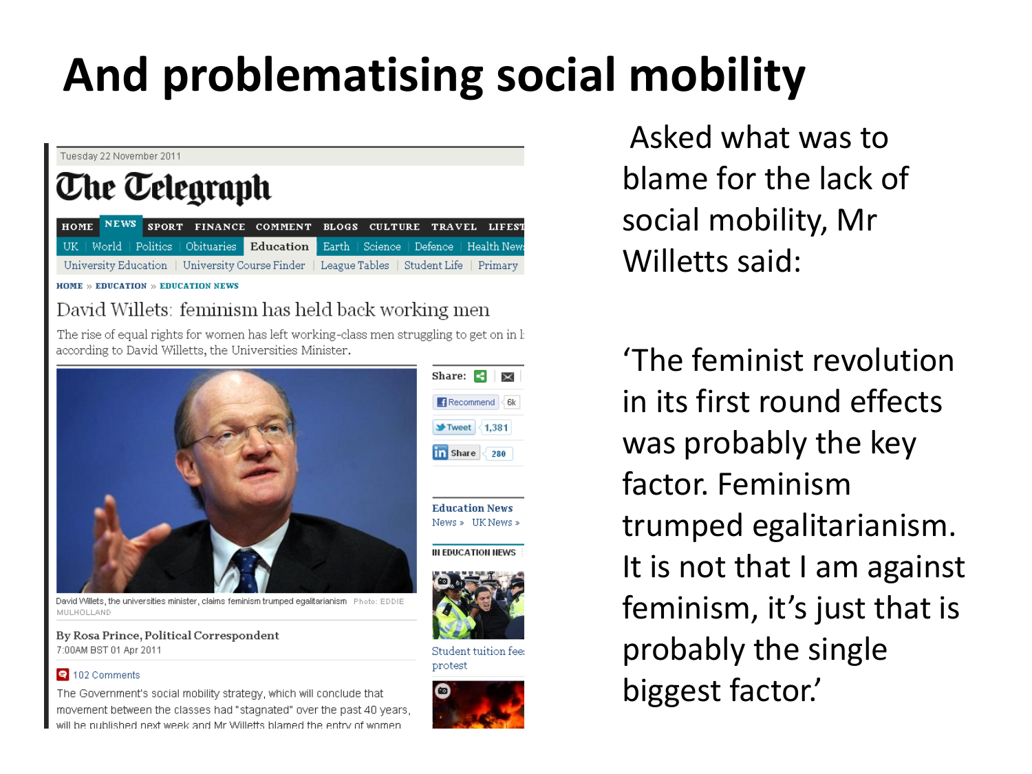# And problematising social mobility

Tuesday 22 November 2011

The Telegraph

HOME | NEWS | SPORT | FINANCE | COMMENT | BLOGS | CULTURE | TRAVEL | LIFEST

UK | World | Politics | Obituaries | Education | Earth | Science | Defence | Health News

University Education | University Course Finder | League Tables | Student Life | Primary

HOME » EDUCATION » EDUCATION NEWS

## David Willets: feminism has held back working men

The rise of equal rights for women has left working-class men struggling to get on in l according to David Willetts, the Universities Minister.

David Willets, the universities minister, claims feminism trumped egalitarianism Photo: EDDIE MULHOLLAND

By Rosa Prince, Political Correspondent
7:00AM BST 01 Apr 2011

102 Comments

The Government's social mobility strategy, which will conclude that movement between the classes had "stagnated" over the past 40 years, will be published next week and Mr Willetts blamed the entry of women

Share: | Recommend 6k | Tweet 1,381 | Share 280

Education News
News » UK News »

IN EDUCATION NEWS

Student tuition fees protest

Asked what was to blame for the lack of social mobility, Mr Willetts said:

'The feminist revolution in its first round effects was probably the key factor. Feminism trumped egalitarianism. It is not that I am against feminism, it's just that is probably the single biggest factor.'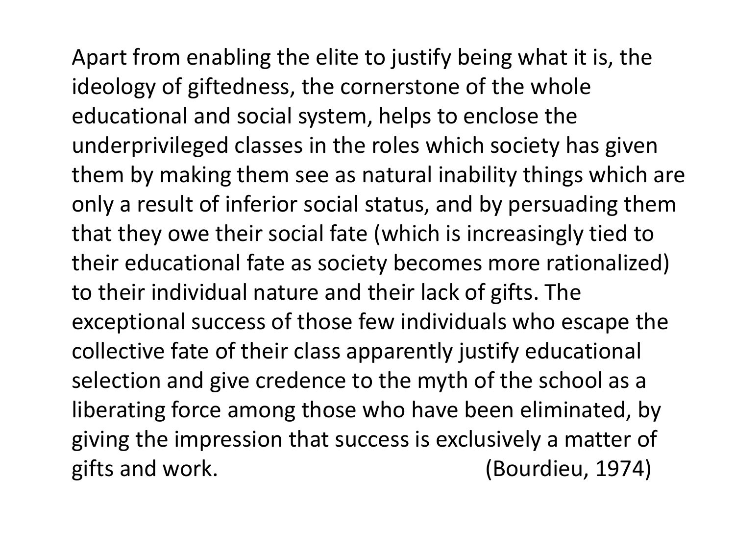Apart from enabling the elite to justify being what it is, the ideology of giftedness, the cornerstone of the whole educational and social system, helps to enclose the underprivileged classes in the roles which society has given them by making them see as natural inability things which are only a result of inferior social status, and by persuading them that they owe their social fate (which is increasingly tied to their educational fate as society becomes more rationalized) to their individual nature and their lack of gifts. The exceptional success of those few individuals who escape the collective fate of their class apparently justify educational selection and give credence to the myth of the school as a liberating force among those who have been eliminated, by giving the impression that success is exclusively a matter of gifts and work. (Bourdieu, 1974)